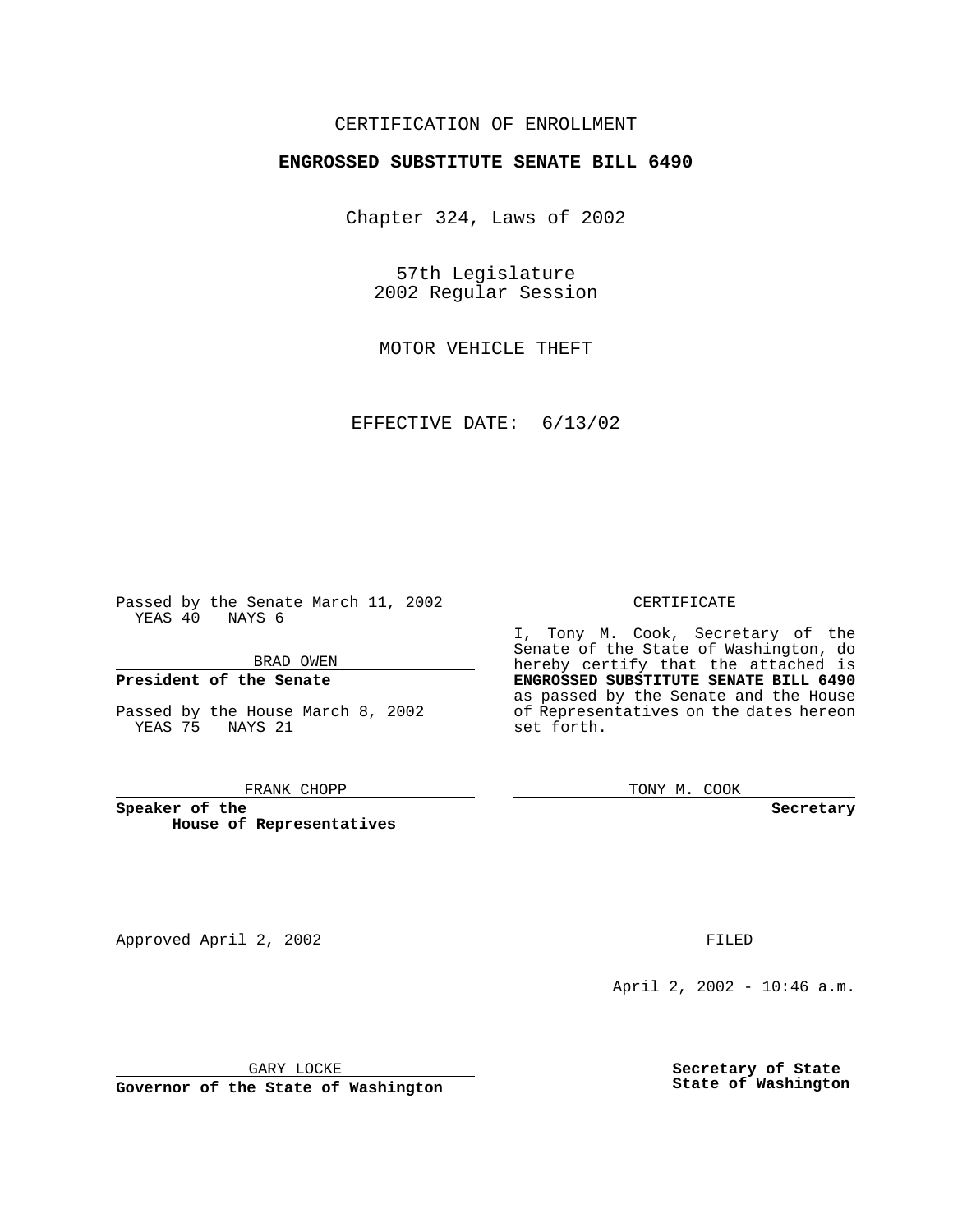CERTIFICATION OF ENROLLMENT

**ENGROSSED SUBSTITUTE SENATE BILL 6490**

Chapter 324, Laws of 2002

57th Legislature
2002 Regular Session

MOTOR VEHICLE THEFT

EFFECTIVE DATE: 6/13/02

Passed by the Senate March 11, 2002
YEAS 40 NAYS 6

BRAD OWEN

**President of the Senate**

Passed by the House March 8, 2002
YEAS 75 NAYS 21

FRANK CHOPP

**Speaker of the House of Representatives**

CERTIFICATE

I, Tony M. Cook, Secretary of the Senate of the State of Washington, do hereby certify that the attached is **ENGROSSED SUBSTITUTE SENATE BILL 6490** as passed by the Senate and the House of Representatives on the dates hereon set forth.

TONY M. COOK

**Secretary**

Approved April 2, 2002

GARY LOCKE

**Governor of the State of Washington**

FILED

April 2, 2002 - 10:46 a.m.

**Secretary of State**
**State of Washington**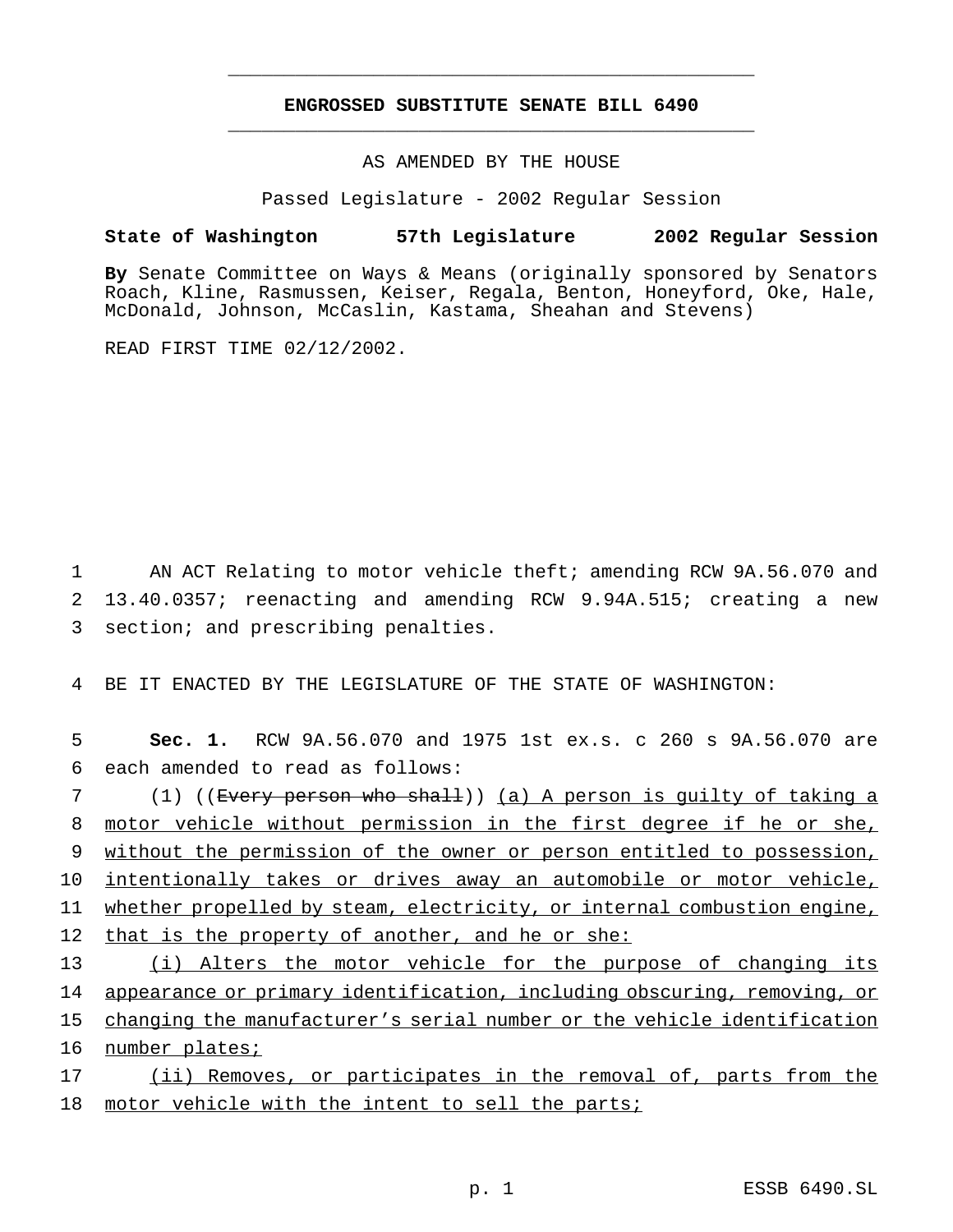## ENGROSSED SUBSTITUTE SENATE BILL 6490

AS AMENDED BY THE HOUSE

Passed Legislature - 2002 Regular Session

**State of Washington 57th Legislature 2002 Regular Session**

**By** Senate Committee on Ways & Means (originally sponsored by Senators Roach, Kline, Rasmussen, Keiser, Regala, Benton, Honeyford, Oke, Hale, McDonald, Johnson, McCaslin, Kastama, Sheahan and Stevens)

READ FIRST TIME 02/12/2002.

1 AN ACT Relating to motor vehicle theft; amending RCW 9A.56.070 and 2 13.40.0357; reenacting and amending RCW 9.94A.515; creating a new 3 section; and prescribing penalties.

4 BE IT ENACTED BY THE LEGISLATURE OF THE STATE OF WASHINGTON:

5 **Sec. 1.** RCW 9A.56.070 and 1975 1st ex.s. c 260 s 9A.56.070 are 6 each amended to read as follows:

7 (1) ((~~Every person who shall~~)) <u>(a) A person is guilty of taking a</u> 8 <u>motor vehicle without permission in the first degree if he or she,</u> 9 <u>without the permission of the owner or person entitled to possession,</u> 10 <u>intentionally takes or drives away an automobile or motor vehicle,</u> 11 <u>whether propelled by steam, electricity, or internal combustion engine,</u> 12 <u>that is the property of another, and he or she:</u>

13 <u>(i) Alters the motor vehicle for the purpose of changing its</u> 14 <u>appearance or primary identification, including obscuring, removing, or</u> 15 <u>changing the manufacturer's serial number or the vehicle identification</u> 16 <u>number plates;</u>

17 <u>(ii) Removes, or participates in the removal of, parts from the</u> 18 <u>motor vehicle with the intent to sell the parts;</u>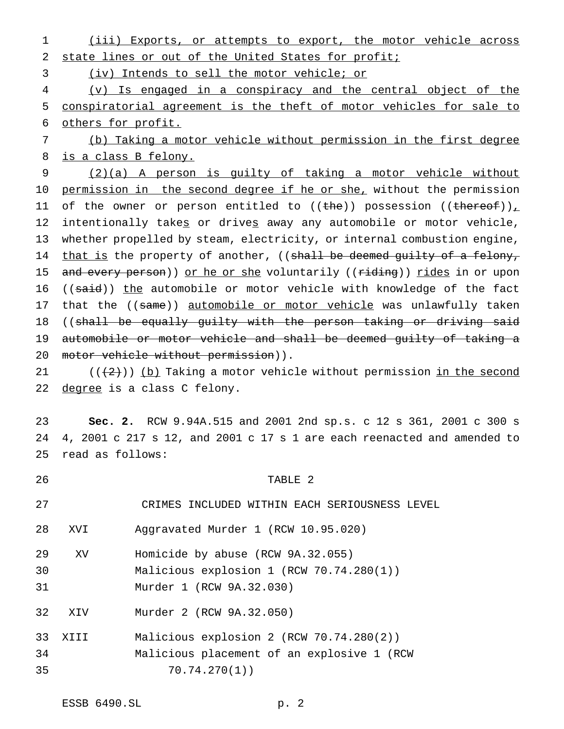(iii) Exports, or attempts to export, the motor vehicle across state lines or out of the United States for profit;

(iv) Intends to sell the motor vehicle; or

(v) Is engaged in a conspiracy and the central object of the conspiratorial agreement is the theft of motor vehicles for sale to others for profit.

(b) Taking a motor vehicle without permission in the first degree is a class B felony.

(2)(a) A person is guilty of taking a motor vehicle without permission in the second degree if he or she, without the permission of the owner or person entitled to ((~~the~~)) possession ((~~thereof~~)), intentionally takes or drives away any automobile or motor vehicle, whether propelled by steam, electricity, or internal combustion engine, that is the property of another, ((~~shall be deemed guilty of a felony, and every person~~)) or he or she voluntarily ((~~riding~~)) rides in or upon ((~~said~~)) the automobile or motor vehicle with knowledge of the fact that the ((~~same~~)) automobile or motor vehicle was unlawfully taken ((~~shall be equally guilty with the person taking or driving said automobile or motor vehicle and shall be deemed guilty of taking a motor vehicle without permission~~)).

((~~(2)~~)) (b) Taking a motor vehicle without permission in the second degree is a class C felony.

**Sec. 2.** RCW 9.94A.515 and 2001 2nd sp.s. c 12 s 361, 2001 c 300 s 4, 2001 c 217 s 12, and 2001 c 17 s 1 are each reenacted and amended to read as follows:

TABLE 2

CRIMES INCLUDED WITHIN EACH SERIOUSNESS LEVEL

| | |
|---|---|
| XVI | Aggravated Murder 1 (RCW 10.95.020) |
| XV | Homicide by abuse (RCW 9A.32.055) |
| | Malicious explosion 1 (RCW 70.74.280(1)) |
| | Murder 1 (RCW 9A.32.030) |
| XIV | Murder 2 (RCW 9A.32.050) |
| XIII | Malicious explosion 2 (RCW 70.74.280(2)) |
| | Malicious placement of an explosive 1 (RCW 70.74.270(1)) |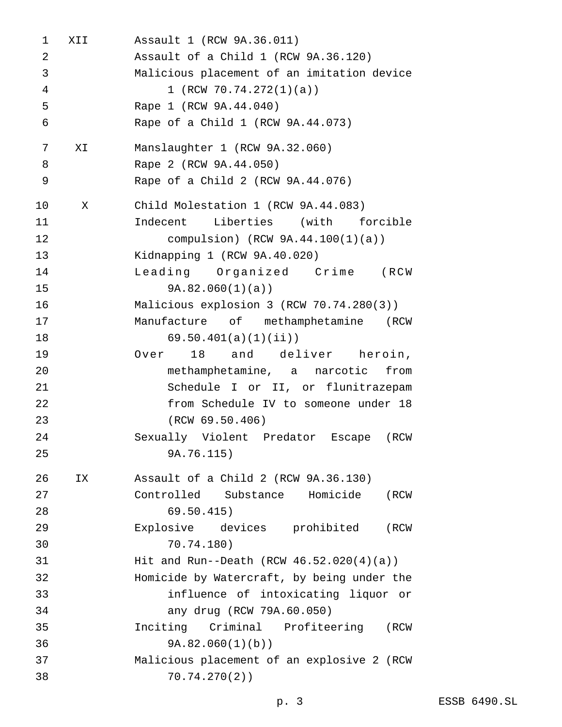| | |
|---|---|
| XII | Assault 1 (RCW 9A.36.011) |
| | Assault of a Child 1 (RCW 9A.36.120) |
| | Malicious placement of an imitation device 1 (RCW 70.74.272(1)(a)) |
| | Rape 1 (RCW 9A.44.040) |
| | Rape of a Child 1 (RCW 9A.44.073) |
| XI | Manslaughter 1 (RCW 9A.32.060) |
| | Rape 2 (RCW 9A.44.050) |
| | Rape of a Child 2 (RCW 9A.44.076) |
| X | Child Molestation 1 (RCW 9A.44.083) |
| | Indecent Liberties (with forcible compulsion) (RCW 9A.44.100(1)(a)) |
| | Kidnapping 1 (RCW 9A.40.020) |
| | Leading Organized Crime (RCW 9A.82.060(1)(a)) |
| | Malicious explosion 3 (RCW 70.74.280(3)) |
| | Manufacture of methamphetamine (RCW 69.50.401(a)(1)(ii)) |
| | Over 18 and deliver heroin, methamphetamine, a narcotic from Schedule I or II, or flunitrazepam from Schedule IV to someone under 18 (RCW 69.50.406) |
| | Sexually Violent Predator Escape (RCW 9A.76.115) |
| IX | Assault of a Child 2 (RCW 9A.36.130) |
| | Controlled Substance Homicide (RCW 69.50.415) |
| | Explosive devices prohibited (RCW 70.74.180) |
| | Hit and Run--Death (RCW 46.52.020(4)(a)) |
| | Homicide by Watercraft, by being under the influence of intoxicating liquor or any drug (RCW 79A.60.050) |
| | Inciting Criminal Profiteering (RCW 9A.82.060(1)(b)) |
| | Malicious placement of an explosive 2 (RCW 70.74.270(2)) |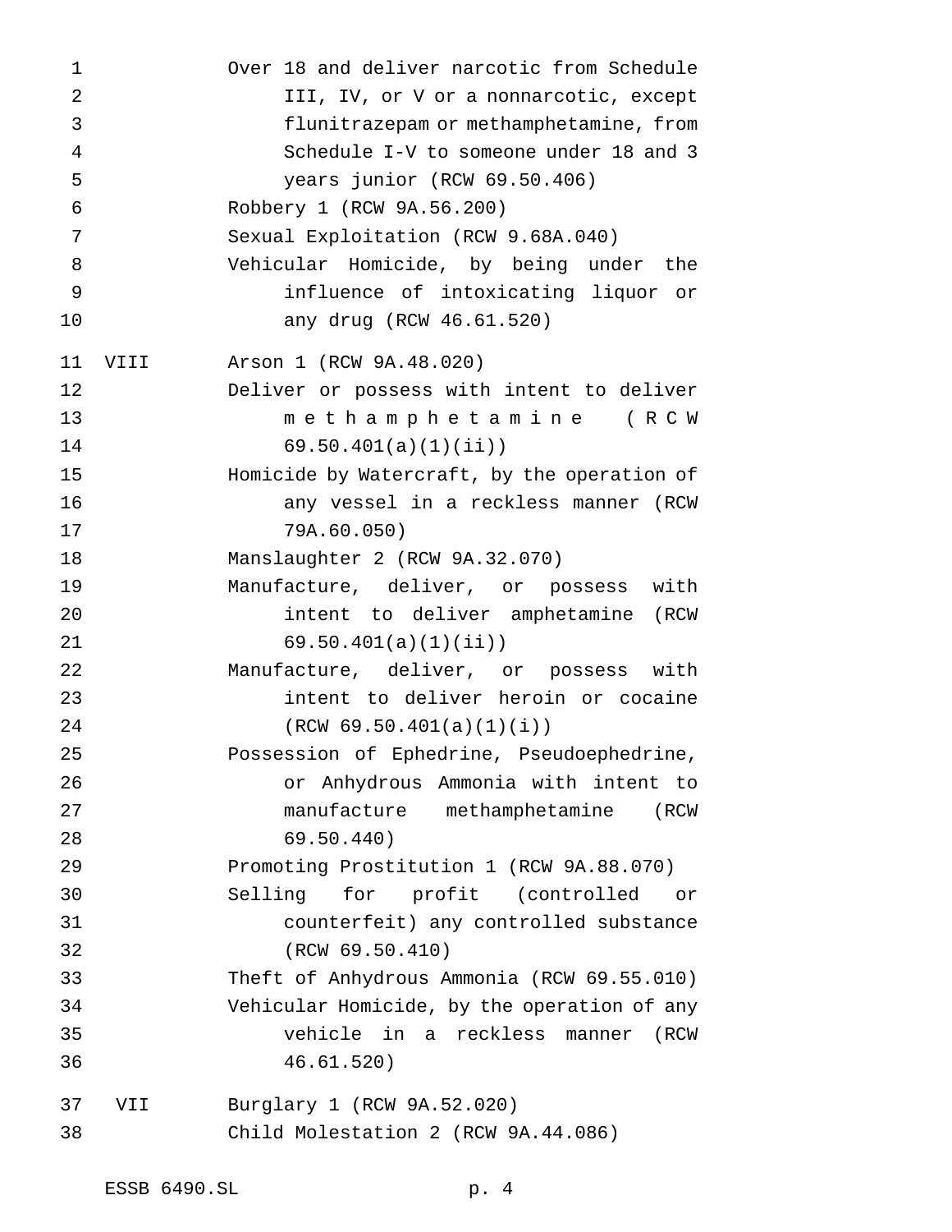| | |
|---|---|
| | Over 18 and deliver narcotic from Schedule III, IV, or V or a nonnarcotic, except flunitrazepam or methamphetamine, from Schedule I-V to someone under 18 and 3 years junior (RCW 69.50.406) |
| | Robbery 1 (RCW 9A.56.200) |
| | Sexual Exploitation (RCW 9.68A.040) |
| | Vehicular Homicide, by being under the influence of intoxicating liquor or any drug (RCW 46.61.520) |
| VIII | Arson 1 (RCW 9A.48.020) |
| | Deliver or possess with intent to deliver methamphetamine (RCW 69.50.401(a)(1)(ii)) |
| | Homicide by Watercraft, by the operation of any vessel in a reckless manner (RCW 79A.60.050) |
| | Manslaughter 2 (RCW 9A.32.070) |
| | Manufacture, deliver, or possess with intent to deliver amphetamine (RCW 69.50.401(a)(1)(ii)) |
| | Manufacture, deliver, or possess with intent to deliver heroin or cocaine (RCW 69.50.401(a)(1)(i)) |
| | Possession of Ephedrine, Pseudoephedrine, or Anhydrous Ammonia with intent to manufacture methamphetamine (RCW 69.50.440) |
| | Promoting Prostitution 1 (RCW 9A.88.070) |
| | Selling for profit (controlled or counterfeit) any controlled substance (RCW 69.50.410) |
| | Theft of Anhydrous Ammonia (RCW 69.55.010) |
| | Vehicular Homicide, by the operation of any vehicle in a reckless manner (RCW 46.61.520) |
| VII | Burglary 1 (RCW 9A.52.020) |
| | Child Molestation 2 (RCW 9A.44.086) |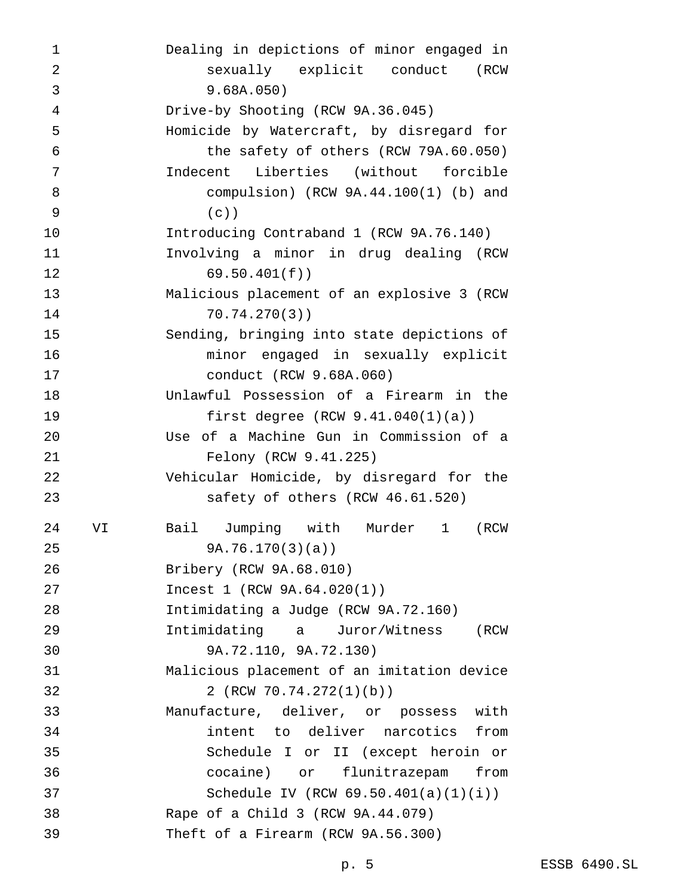| | |
|---|---|
| | Dealing in depictions of minor engaged in sexually explicit conduct (RCW 9.68A.050) |
| | Drive-by Shooting (RCW 9A.36.045) |
| | Homicide by Watercraft, by disregard for the safety of others (RCW 79A.60.050) |
| | Indecent Liberties (without forcible compulsion) (RCW 9A.44.100(1) (b) and (c)) |
| | Introducing Contraband 1 (RCW 9A.76.140) |
| | Involving a minor in drug dealing (RCW 69.50.401(f)) |
| | Malicious placement of an explosive 3 (RCW 70.74.270(3)) |
| | Sending, bringing into state depictions of minor engaged in sexually explicit conduct (RCW 9.68A.060) |
| | Unlawful Possession of a Firearm in the first degree (RCW 9.41.040(1)(a)) |
| | Use of a Machine Gun in Commission of a Felony (RCW 9.41.225) |
| | Vehicular Homicide, by disregard for the safety of others (RCW 46.61.520) |
| VI | Bail Jumping with Murder 1 (RCW 9A.76.170(3)(a)) |
| | Bribery (RCW 9A.68.010) |
| | Incest 1 (RCW 9A.64.020(1)) |
| | Intimidating a Judge (RCW 9A.72.160) |
| | Intimidating a Juror/Witness (RCW 9A.72.110, 9A.72.130) |
| | Malicious placement of an imitation device 2 (RCW 70.74.272(1)(b)) |
| | Manufacture, deliver, or possess with intent to deliver narcotics from Schedule I or II (except heroin or cocaine) or flunitrazepam from Schedule IV (RCW 69.50.401(a)(1)(i)) |
| | Rape of a Child 3 (RCW 9A.44.079) |
| | Theft of a Firearm (RCW 9A.56.300) |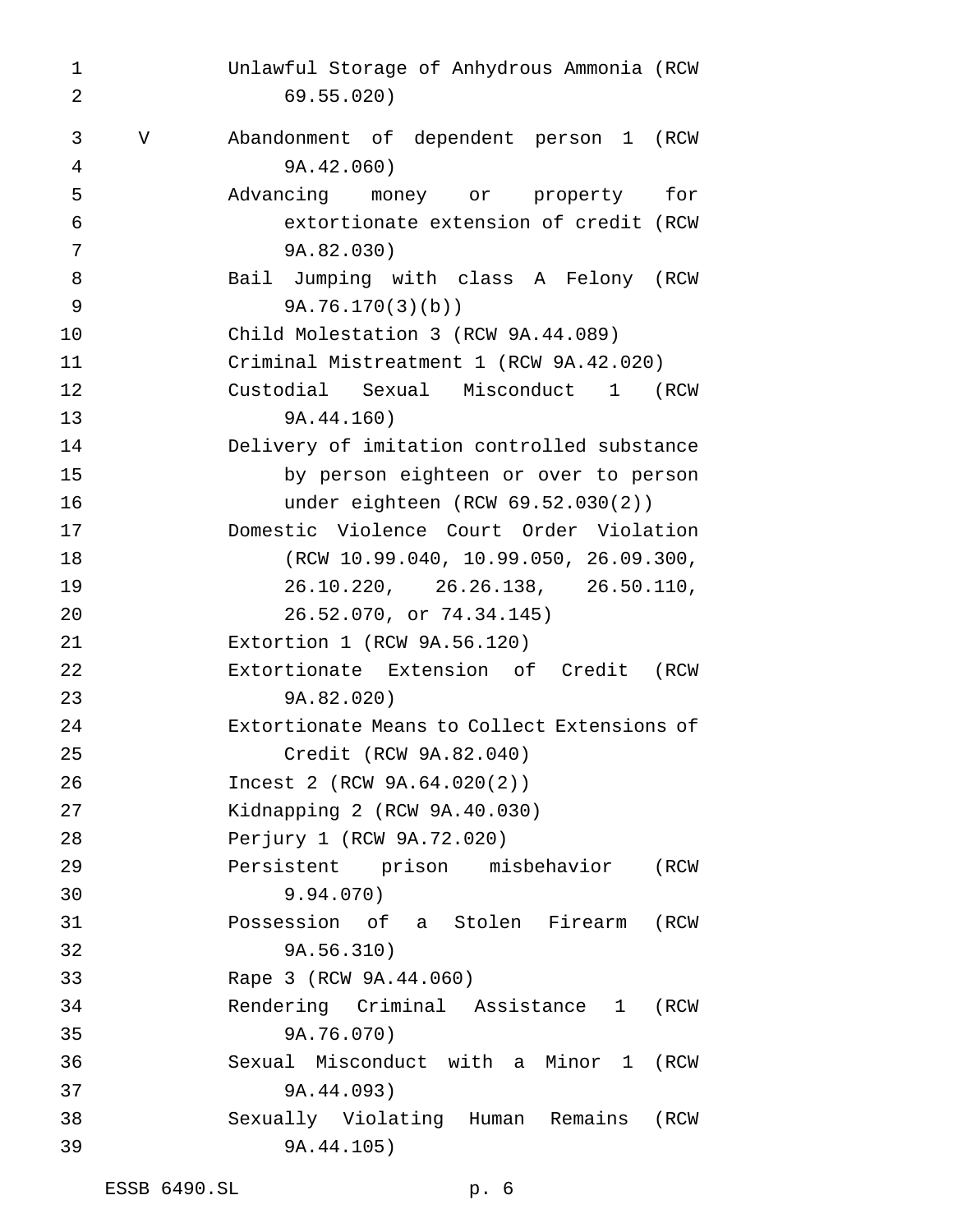| | |
|---|---|
| | Unlawful Storage of Anhydrous Ammonia (RCW 69.55.020) |
| V | Abandonment of dependent person 1 (RCW 9A.42.060) |
| | Advancing money or property for extortionate extension of credit (RCW 9A.82.030) |
| | Bail Jumping with class A Felony (RCW 9A.76.170(3)(b)) |
| | Child Molestation 3 (RCW 9A.44.089) |
| | Criminal Mistreatment 1 (RCW 9A.42.020) |
| | Custodial Sexual Misconduct 1 (RCW 9A.44.160) |
| | Delivery of imitation controlled substance by person eighteen or over to person under eighteen (RCW 69.52.030(2)) |
| | Domestic Violence Court Order Violation (RCW 10.99.040, 10.99.050, 26.09.300, 26.10.220, 26.26.138, 26.50.110, 26.52.070, or 74.34.145) |
| | Extortion 1 (RCW 9A.56.120) |
| | Extortionate Extension of Credit (RCW 9A.82.020) |
| | Extortionate Means to Collect Extensions of Credit (RCW 9A.82.040) |
| | Incest 2 (RCW 9A.64.020(2)) |
| | Kidnapping 2 (RCW 9A.40.030) |
| | Perjury 1 (RCW 9A.72.020) |
| | Persistent prison misbehavior (RCW 9.94.070) |
| | Possession of a Stolen Firearm (RCW 9A.56.310) |
| | Rape 3 (RCW 9A.44.060) |
| | Rendering Criminal Assistance 1 (RCW 9A.76.070) |
| | Sexual Misconduct with a Minor 1 (RCW 9A.44.093) |
| | Sexually Violating Human Remains (RCW 9A.44.105) |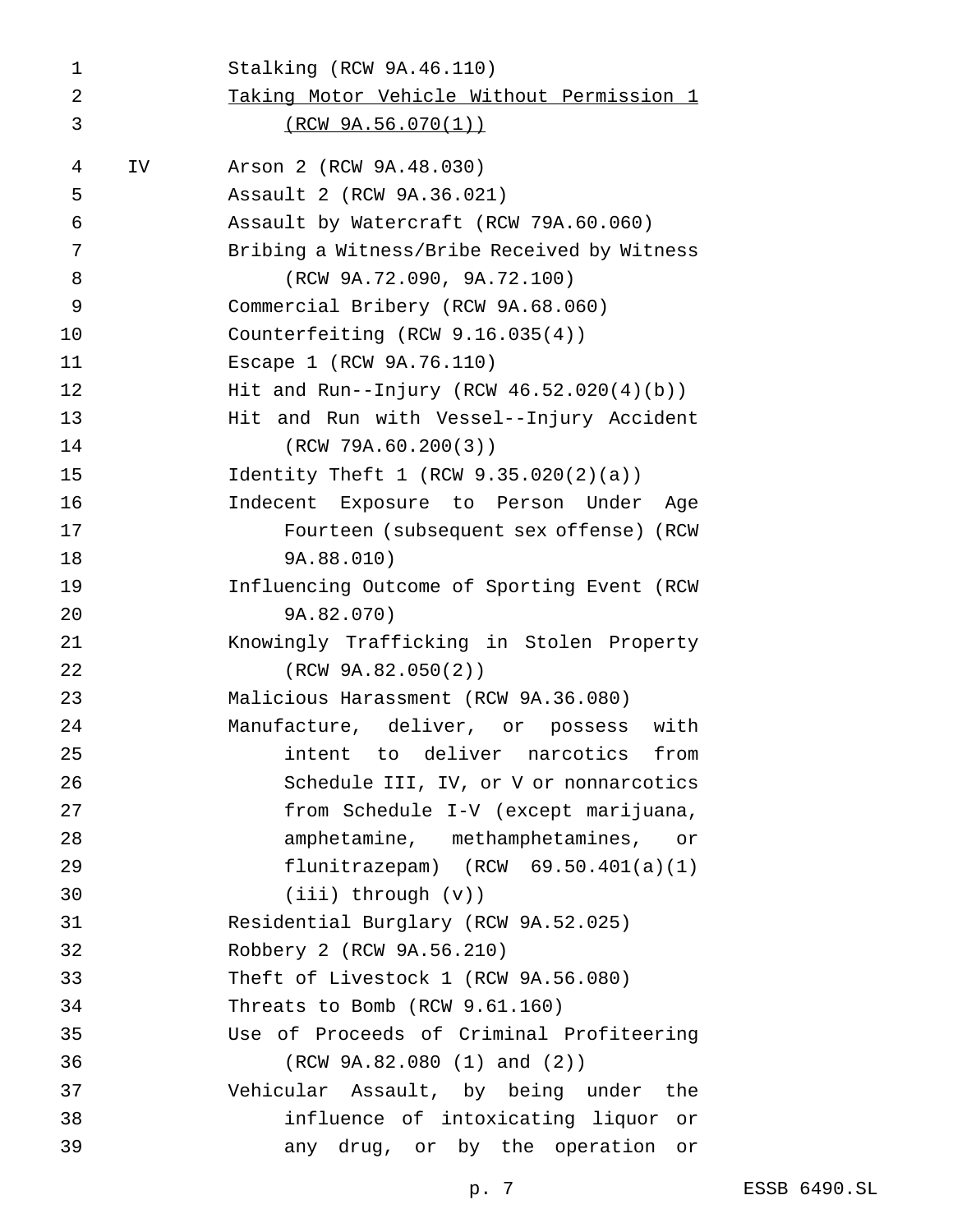Stalking (RCW 9A.46.110)

<u>Taking Motor Vehicle Without Permission 1 (RCW 9A.56.070(1))</u>

IV Arson 2 (RCW 9A.48.030)

Assault 2 (RCW 9A.36.021)

Assault by Watercraft (RCW 79A.60.060)

Bribing a Witness/Bribe Received by Witness (RCW 9A.72.090, 9A.72.100)

Commercial Bribery (RCW 9A.68.060)

Counterfeiting (RCW 9.16.035(4))

Escape 1 (RCW 9A.76.110)

Hit and Run--Injury (RCW 46.52.020(4)(b))

Hit and Run with Vessel--Injury Accident (RCW 79A.60.200(3))

Identity Theft 1 (RCW 9.35.020(2)(a))

Indecent Exposure to Person Under Age Fourteen (subsequent sex offense) (RCW 9A.88.010)

Influencing Outcome of Sporting Event (RCW 9A.82.070)

Knowingly Trafficking in Stolen Property (RCW 9A.82.050(2))

Malicious Harassment (RCW 9A.36.080)

Manufacture, deliver, or possess with intent to deliver narcotics from Schedule III, IV, or V or nonnarcotics from Schedule I-V (except marijuana, amphetamine, methamphetamines, or flunitrazepam) (RCW 69.50.401(a)(1)(iii) through (v))

Residential Burglary (RCW 9A.52.025)

Robbery 2 (RCW 9A.56.210)

Theft of Livestock 1 (RCW 9A.56.080)

Threats to Bomb (RCW 9.61.160)

Use of Proceeds of Criminal Profiteering (RCW 9A.82.080 (1) and (2))

Vehicular Assault, by being under the influence of intoxicating liquor or any drug, or by the operation or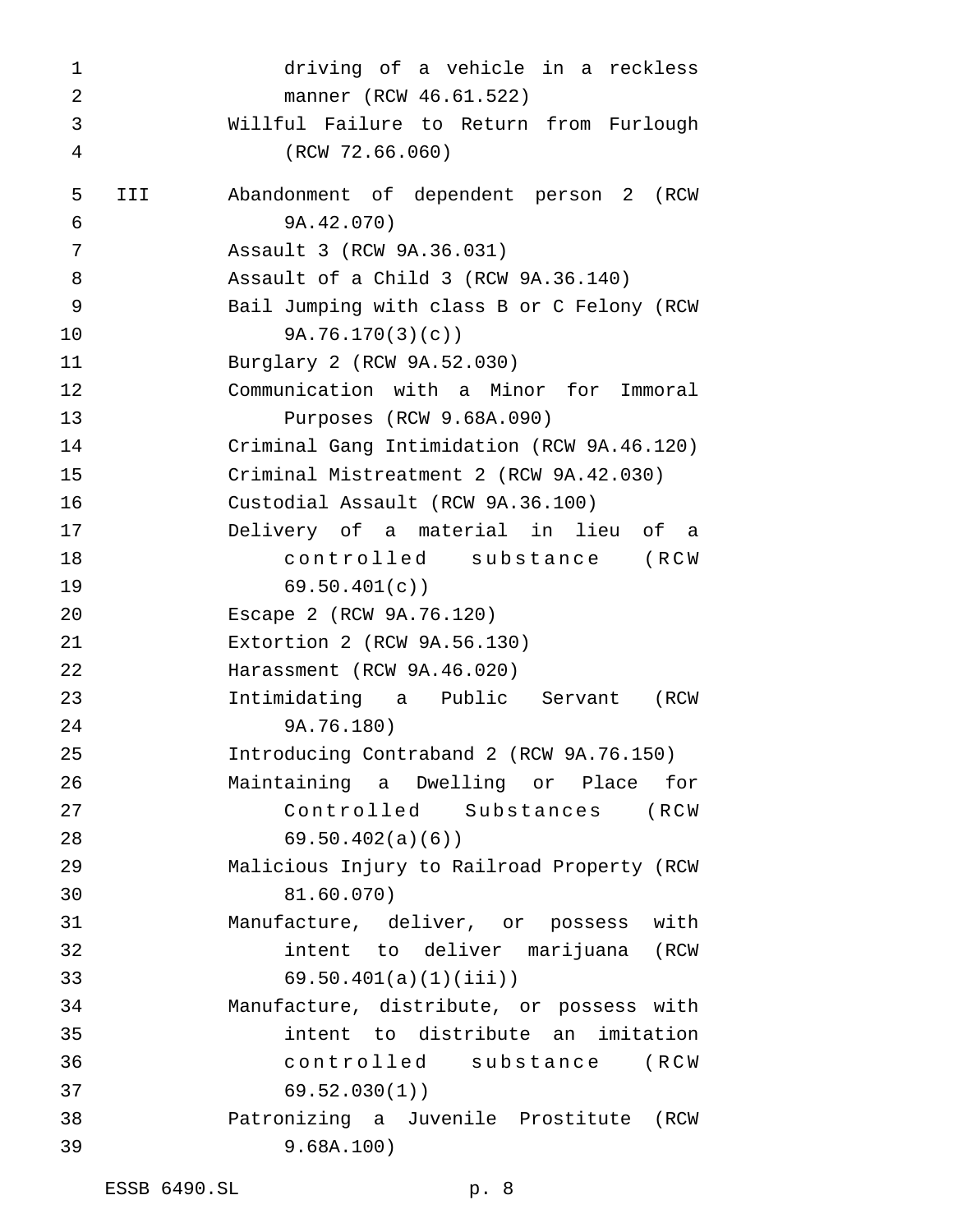driving of a vehicle in a reckless manner (RCW 46.61.522)

Willful Failure to Return from Furlough (RCW 72.66.060)

| | |
|---|---|
| III | Abandonment of dependent person 2 (RCW 9A.42.070) |
| | Assault 3 (RCW 9A.36.031) |
| | Assault of a Child 3 (RCW 9A.36.140) |
| | Bail Jumping with class B or C Felony (RCW 9A.76.170(3)(c)) |
| | Burglary 2 (RCW 9A.52.030) |
| | Communication with a Minor for Immoral Purposes (RCW 9.68A.090) |
| | Criminal Gang Intimidation (RCW 9A.46.120) |
| | Criminal Mistreatment 2 (RCW 9A.42.030) |
| | Custodial Assault (RCW 9A.36.100) |
| | Delivery of a material in lieu of a controlled substance (RCW 69.50.401(c)) |
| | Escape 2 (RCW 9A.76.120) |
| | Extortion 2 (RCW 9A.56.130) |
| | Harassment (RCW 9A.46.020) |
| | Intimidating a Public Servant (RCW 9A.76.180) |
| | Introducing Contraband 2 (RCW 9A.76.150) |
| | Maintaining a Dwelling or Place for Controlled Substances (RCW 69.50.402(a)(6)) |
| | Malicious Injury to Railroad Property (RCW 81.60.070) |
| | Manufacture, deliver, or possess with intent to deliver marijuana (RCW 69.50.401(a)(1)(iii)) |
| | Manufacture, distribute, or possess with intent to distribute an imitation controlled substance (RCW 69.52.030(1)) |
| | Patronizing a Juvenile Prostitute (RCW 9.68A.100) |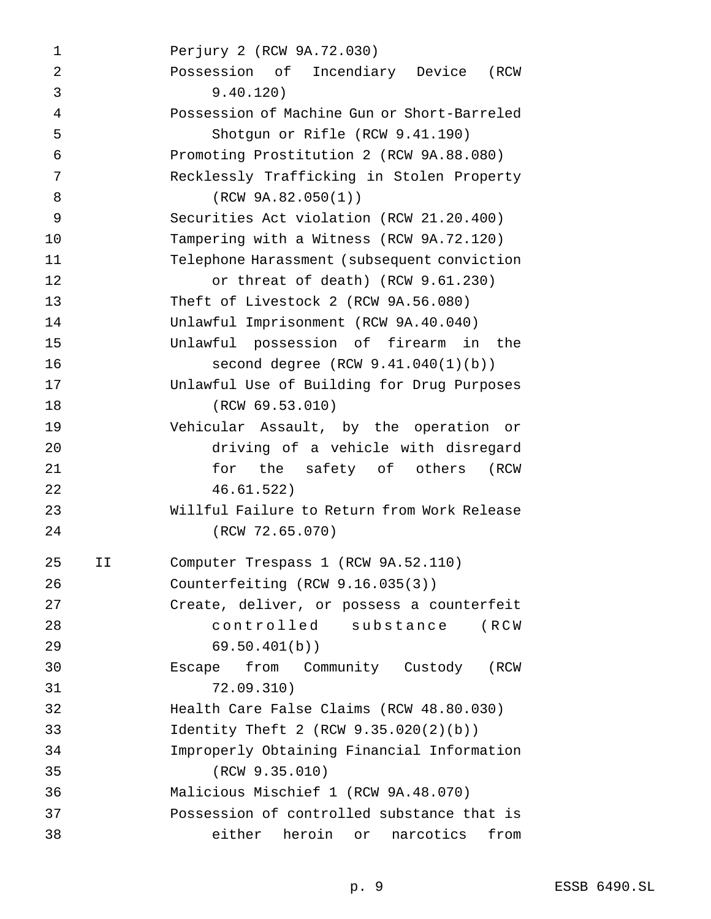Perjury 2 (RCW 9A.72.030)
Possession of Incendiary Device (RCW 9.40.120)
Possession of Machine Gun or Short-Barreled Shotgun or Rifle (RCW 9.41.190)
Promoting Prostitution 2 (RCW 9A.88.080)
Recklessly Trafficking in Stolen Property (RCW 9A.82.050(1))
Securities Act violation (RCW 21.20.400)
Tampering with a Witness (RCW 9A.72.120)
Telephone Harassment (subsequent conviction or threat of death) (RCW 9.61.230)
Theft of Livestock 2 (RCW 9A.56.080)
Unlawful Imprisonment (RCW 9A.40.040)
Unlawful possession of firearm in the second degree (RCW 9.41.040(1)(b))
Unlawful Use of Building for Drug Purposes (RCW 69.53.010)
Vehicular Assault, by the operation or driving of a vehicle with disregard for the safety of others (RCW 46.61.522)
Willful Failure to Return from Work Release (RCW 72.65.070)

II Computer Trespass 1 (RCW 9A.52.110)
Counterfeiting (RCW 9.16.035(3))
Create, deliver, or possess a counterfeit controlled substance (RCW 69.50.401(b))
Escape from Community Custody (RCW 72.09.310)
Health Care False Claims (RCW 48.80.030)
Identity Theft 2 (RCW 9.35.020(2)(b))
Improperly Obtaining Financial Information (RCW 9.35.010)
Malicious Mischief 1 (RCW 9A.48.070)
Possession of controlled substance that is either heroin or narcotics from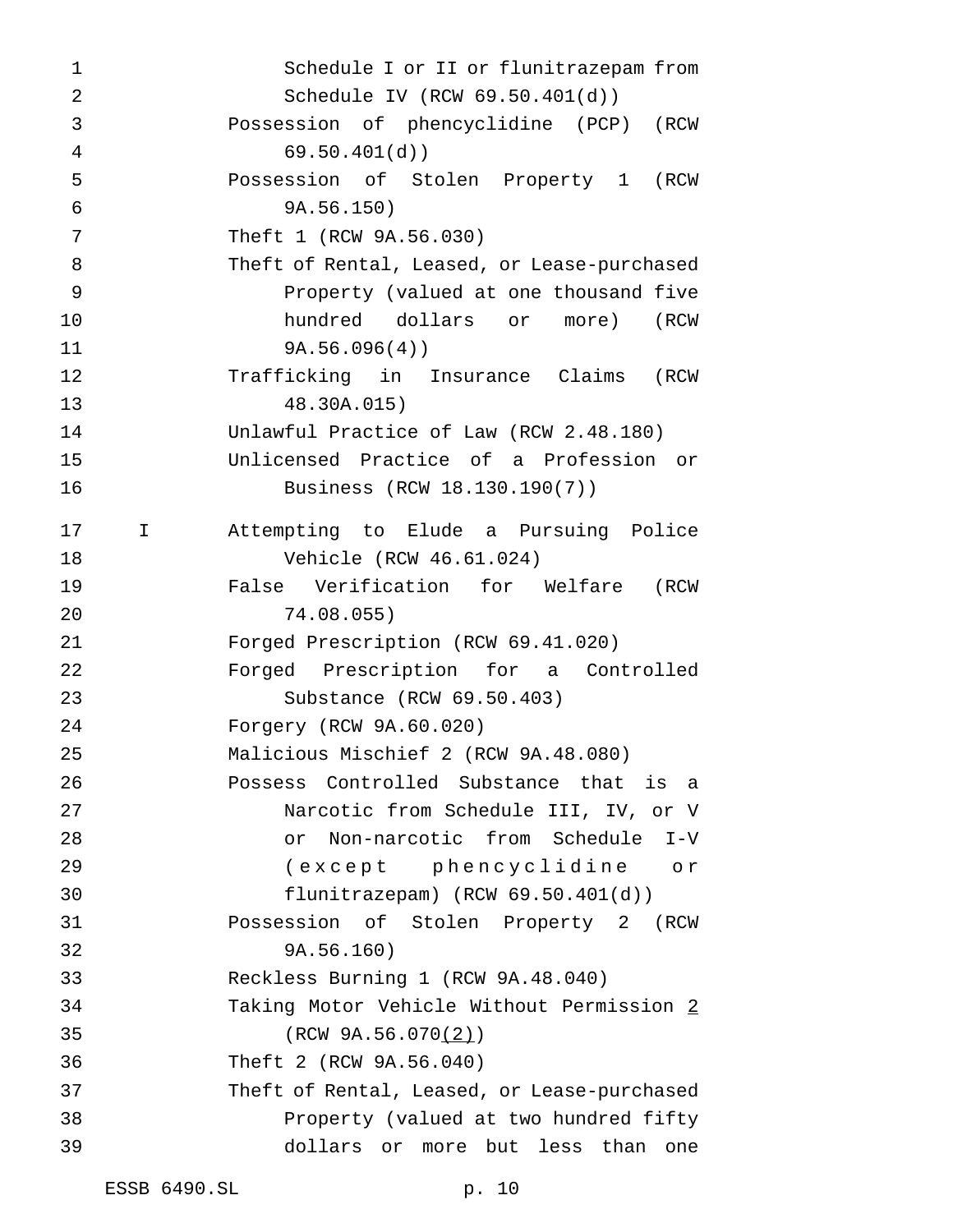Schedule I or II or flunitrazepam from Schedule IV (RCW 69.50.401(d))
Possession of phencyclidine (PCP) (RCW 69.50.401(d))
Possession of Stolen Property 1 (RCW 9A.56.150)
Theft 1 (RCW 9A.56.030)
Theft of Rental, Leased, or Lease-purchased Property (valued at one thousand five hundred dollars or more) (RCW 9A.56.096(4))
Trafficking in Insurance Claims (RCW 48.30A.015)
Unlawful Practice of Law (RCW 2.48.180)
Unlicensed Practice of a Profession or Business (RCW 18.130.190(7))

I Attempting to Elude a Pursuing Police Vehicle (RCW 46.61.024)
False Verification for Welfare (RCW 74.08.055)
Forged Prescription (RCW 69.41.020)
Forged Prescription for a Controlled Substance (RCW 69.50.403)
Forgery (RCW 9A.60.020)
Malicious Mischief 2 (RCW 9A.48.080)
Possess Controlled Substance that is a Narcotic from Schedule III, IV, or V or Non-narcotic from Schedule I-V (except phencyclidine or flunitrazepam) (RCW 69.50.401(d))
Possession of Stolen Property 2 (RCW 9A.56.160)
Reckless Burning 1 (RCW 9A.48.040)
Taking Motor Vehicle Without Permission 2 (RCW 9A.56.070(2))
Theft 2 (RCW 9A.56.040)
Theft of Rental, Leased, or Lease-purchased Property (valued at two hundred fifty dollars or more but less than one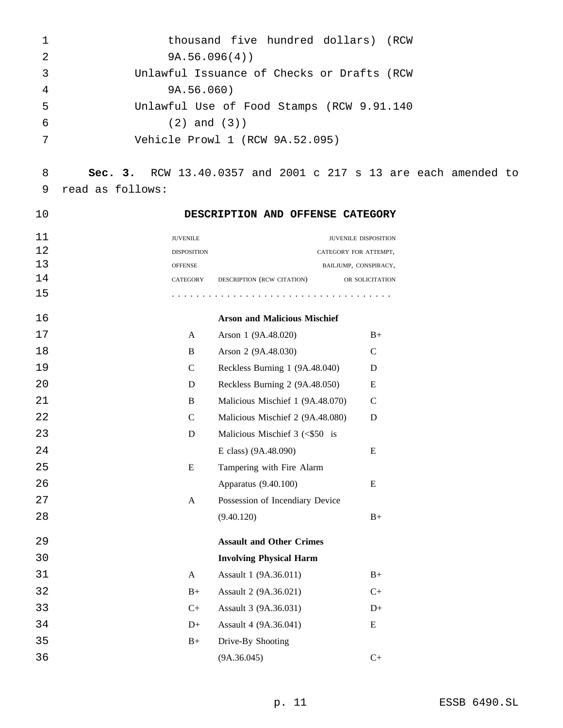thousand five hundred dollars) (RCW 9A.56.096(4))

Unlawful Issuance of Checks or Drafts (RCW 9A.56.060)

Unlawful Use of Food Stamps (RCW 9.91.140 (2) and (3))

Vehicle Prowl 1 (RCW 9A.52.095)

**Sec. 3.** RCW 13.40.0357 and 2001 c 217 s 13 are each amended to read as follows:

**DESCRIPTION AND OFFENSE CATEGORY**

| JUVENILE DISPOSITION OFFENSE CATEGORY | DESCRIPTION (RCW CITATION) | JUVENILE DISPOSITION CATEGORY FOR ATTEMPT, BAILJUMP, CONSPIRACY, OR SOLICITATION |
|---|---|---|
| . . . . . . . . . . . . | . . . . . . . . . . . . | . . . . . . . . . . . . |
| | **Arson and Malicious Mischief** | |
| A | Arson 1 (9A.48.020) | B+ |
| B | Arson 2 (9A.48.030) | C |
| C | Reckless Burning 1 (9A.48.040) | D |
| D | Reckless Burning 2 (9A.48.050) | E |
| B | Malicious Mischief 1 (9A.48.070) | C |
| C | Malicious Mischief 2 (9A.48.080) | D |
| D | Malicious Mischief 3 (<$50 is E class) (9A.48.090) | E |
| E | Tampering with Fire Alarm Apparatus (9.40.100) | E |
| A | Possession of Incendiary Device (9.40.120) | B+ |
| | **Assault and Other Crimes Involving Physical Harm** | |
| A | Assault 1 (9A.36.011) | B+ |
| B+ | Assault 2 (9A.36.021) | C+ |
| C+ | Assault 3 (9A.36.031) | D+ |
| D+ | Assault 4 (9A.36.041) | E |
| B+ | Drive-By Shooting (9A.36.045) | C+ |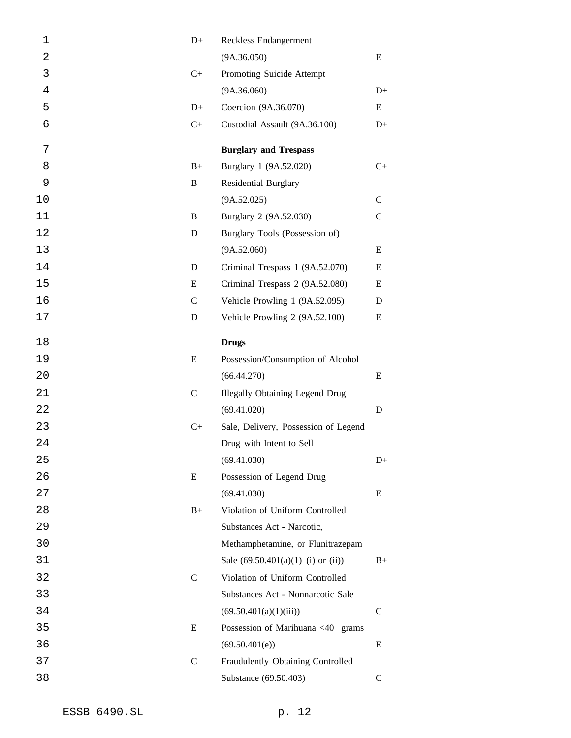| | | |
|---|---|---|
| D+ | Reckless Endangerment (9A.36.050) | E |
| C+ | Promoting Suicide Attempt (9A.36.060) | D+ |
| D+ | Coercion (9A.36.070) | E |
| C+ | Custodial Assault (9A.36.100) | D+ |
| | **Burglary and Trespass** | |
| B+ | Burglary 1 (9A.52.020) | C+ |
| B | Residential Burglary (9A.52.025) | C |
| B | Burglary 2 (9A.52.030) | C |
| D | Burglary Tools (Possession of) (9A.52.060) | E |
| D | Criminal Trespass 1 (9A.52.070) | E |
| E | Criminal Trespass 2 (9A.52.080) | E |
| C | Vehicle Prowling 1 (9A.52.095) | D |
| D | Vehicle Prowling 2 (9A.52.100) | E |
| | **Drugs** | |
| E | Possession/Consumption of Alcohol (66.44.270) | E |
| C | Illegally Obtaining Legend Drug (69.41.020) | D |
| C+ | Sale, Delivery, Possession of Legend Drug with Intent to Sell (69.41.030) | D+ |
| E | Possession of Legend Drug (69.41.030) | E |
| B+ | Violation of Uniform Controlled Substances Act - Narcotic, Methamphetamine, or Flunitrazepam Sale (69.50.401(a)(1) (i) or (ii)) | B+ |
| C | Violation of Uniform Controlled Substances Act - Nonnarcotic Sale (69.50.401(a)(1)(iii)) | C |
| E | Possession of Marihuana <40 grams (69.50.401(e)) | E |
| C | Fraudulently Obtaining Controlled Substance (69.50.403) | C |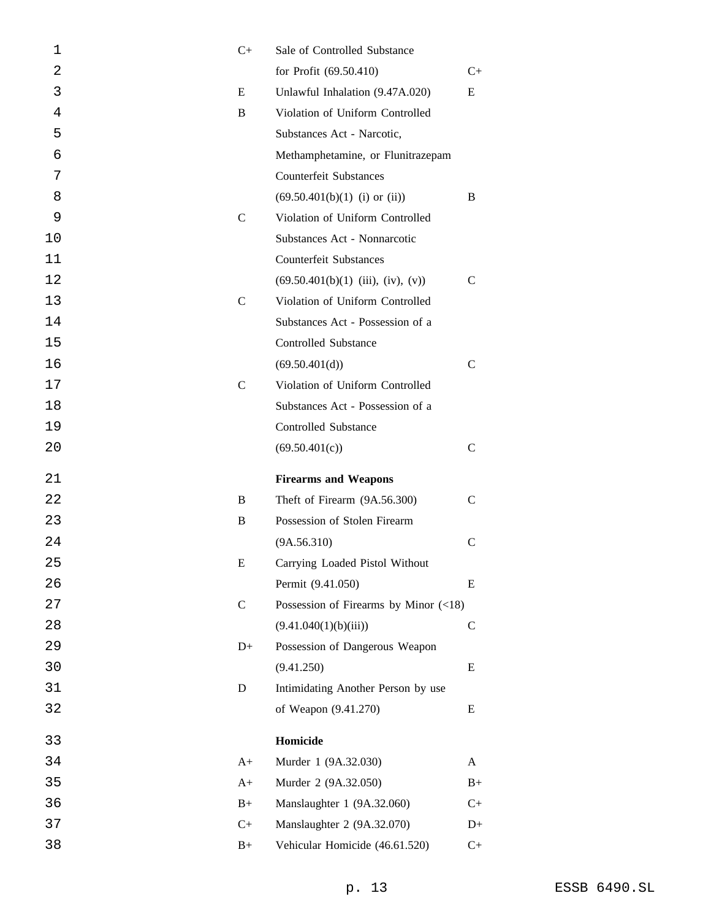| | | |
|---|---|---|
| C+ | Sale of Controlled Substance for Profit (69.50.410) | C+ |
| E | Unlawful Inhalation (9.47A.020) | E |
| B | Violation of Uniform Controlled Substances Act - Narcotic, Methamphetamine, or Flunitrazepam Counterfeit Substances (69.50.401(b)(1) (i) or (ii)) | B |
| C | Violation of Uniform Controlled Substances Act - Nonnarcotic Counterfeit Substances (69.50.401(b)(1) (iii), (iv), (v)) | C |
| C | Violation of Uniform Controlled Substances Act - Possession of a Controlled Substance (69.50.401(d)) | C |
| C | Violation of Uniform Controlled Substances Act - Possession of a Controlled Substance (69.50.401(c)) | C |
| | **Firearms and Weapons** | |
| B | Theft of Firearm (9A.56.300) | C |
| B | Possession of Stolen Firearm (9A.56.310) | C |
| E | Carrying Loaded Pistol Without Permit (9.41.050) | E |
| C | Possession of Firearms by Minor (<18) (9.41.040(1)(b)(iii)) | C |
| D+ | Possession of Dangerous Weapon (9.41.250) | E |
| D | Intimidating Another Person by use of Weapon (9.41.270) | E |
| | **Homicide** | |
| A+ | Murder 1 (9A.32.030) | A |
| A+ | Murder 2 (9A.32.050) | B+ |
| B+ | Manslaughter 1 (9A.32.060) | C+ |
| C+ | Manslaughter 2 (9A.32.070) | D+ |
| B+ | Vehicular Homicide (46.61.520) | C+ |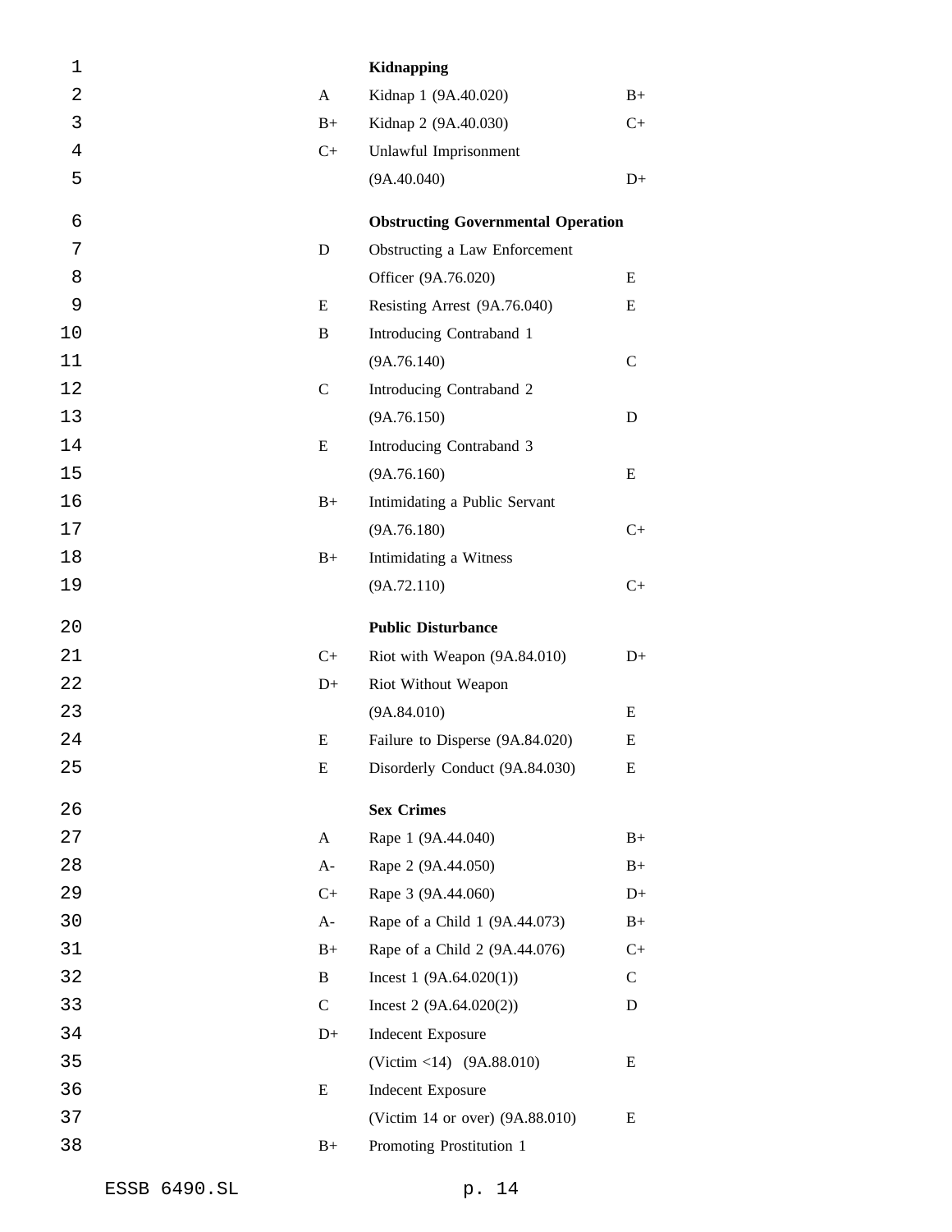| | | |
|---|---|---|
| | **Kidnapping** | |
| A | Kidnap 1 (9A.40.020) | B+ |
| B+ | Kidnap 2 (9A.40.030) | C+ |
| C+ | Unlawful Imprisonment (9A.40.040) | D+ |
| | **Obstructing Governmental Operation** | |
| D | Obstructing a Law Enforcement Officer (9A.76.020) | E |
| E | Resisting Arrest (9A.76.040) | E |
| B | Introducing Contraband 1 (9A.76.140) | C |
| C | Introducing Contraband 2 (9A.76.150) | D |
| E | Introducing Contraband 3 (9A.76.160) | E |
| B+ | Intimidating a Public Servant (9A.76.180) | C+ |
| B+ | Intimidating a Witness (9A.72.110) | C+ |
| | **Public Disturbance** | |
| C+ | Riot with Weapon (9A.84.010) | D+ |
| D+ | Riot Without Weapon (9A.84.010) | E |
| E | Failure to Disperse (9A.84.020) | E |
| E | Disorderly Conduct (9A.84.030) | E |
| | **Sex Crimes** | |
| A | Rape 1 (9A.44.040) | B+ |
| A- | Rape 2 (9A.44.050) | B+ |
| C+ | Rape 3 (9A.44.060) | D+ |
| A- | Rape of a Child 1 (9A.44.073) | B+ |
| B+ | Rape of a Child 2 (9A.44.076) | C+ |
| B | Incest 1 (9A.64.020(1)) | C |
| C | Incest 2 (9A.64.020(2)) | D |
| D+ | Indecent Exposure (Victim <14) (9A.88.010) | E |
| E | Indecent Exposure (Victim 14 or over) (9A.88.010) | E |
| B+ | Promoting Prostitution 1 | |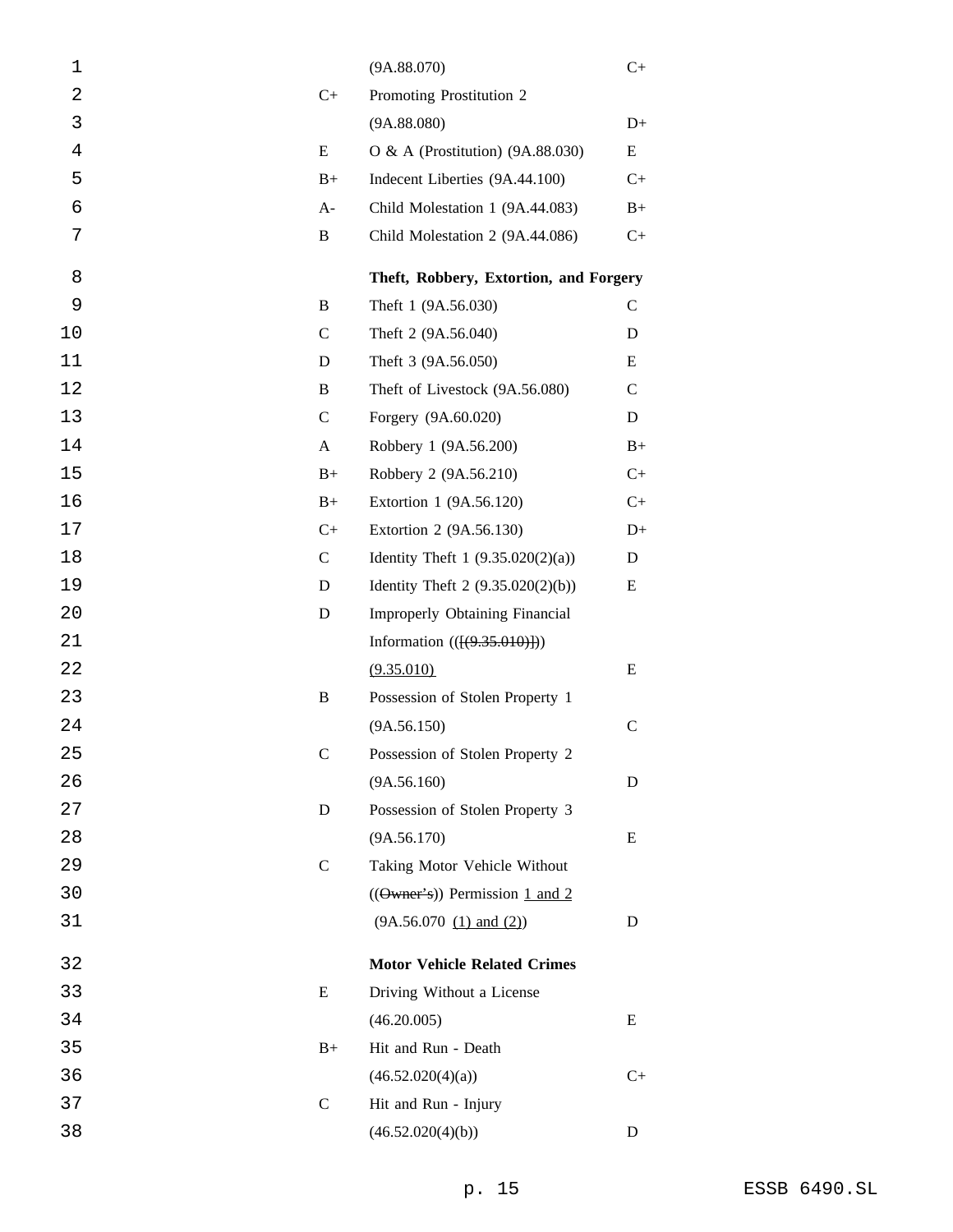| | | |
|---|---|---|
| | (9A.88.070) | C+ |
| C+ | Promoting Prostitution 2 (9A.88.080) | D+ |
| E | O & A (Prostitution) (9A.88.030) | E |
| B+ | Indecent Liberties (9A.44.100) | C+ |
| A- | Child Molestation 1 (9A.44.083) | B+ |
| B | Child Molestation 2 (9A.44.086) | C+ |
| | **Theft, Robbery, Extortion, and Forgery** | |
| B | Theft 1 (9A.56.030) | C |
| C | Theft 2 (9A.56.040) | D |
| D | Theft 3 (9A.56.050) | E |
| B | Theft of Livestock (9A.56.080) | C |
| C | Forgery (9A.60.020) | D |
| A | Robbery 1 (9A.56.200) | B+ |
| B+ | Robbery 2 (9A.56.210) | C+ |
| B+ | Extortion 1 (9A.56.120) | C+ |
| C+ | Extortion 2 (9A.56.130) | D+ |
| C | Identity Theft 1 (9.35.020(2)(a)) | D |
| D | Identity Theft 2 (9.35.020(2)(b)) | E |
| D | Improperly Obtaining Financial Information (([~~(9.35.010)~~])) (9.35.010) | E |
| B | Possession of Stolen Property 1 (9A.56.150) | C |
| C | Possession of Stolen Property 2 (9A.56.160) | D |
| D | Possession of Stolen Property 3 (9A.56.170) | E |
| C | Taking Motor Vehicle Without ((~~Owner's~~)) Permission 1 and 2 (9A.56.070 (1) and (2)) | D |
| | **Motor Vehicle Related Crimes** | |
| E | Driving Without a License (46.20.005) | E |
| B+ | Hit and Run - Death (46.52.020(4)(a)) | C+ |
| C | Hit and Run - Injury (46.52.020(4)(b)) | D |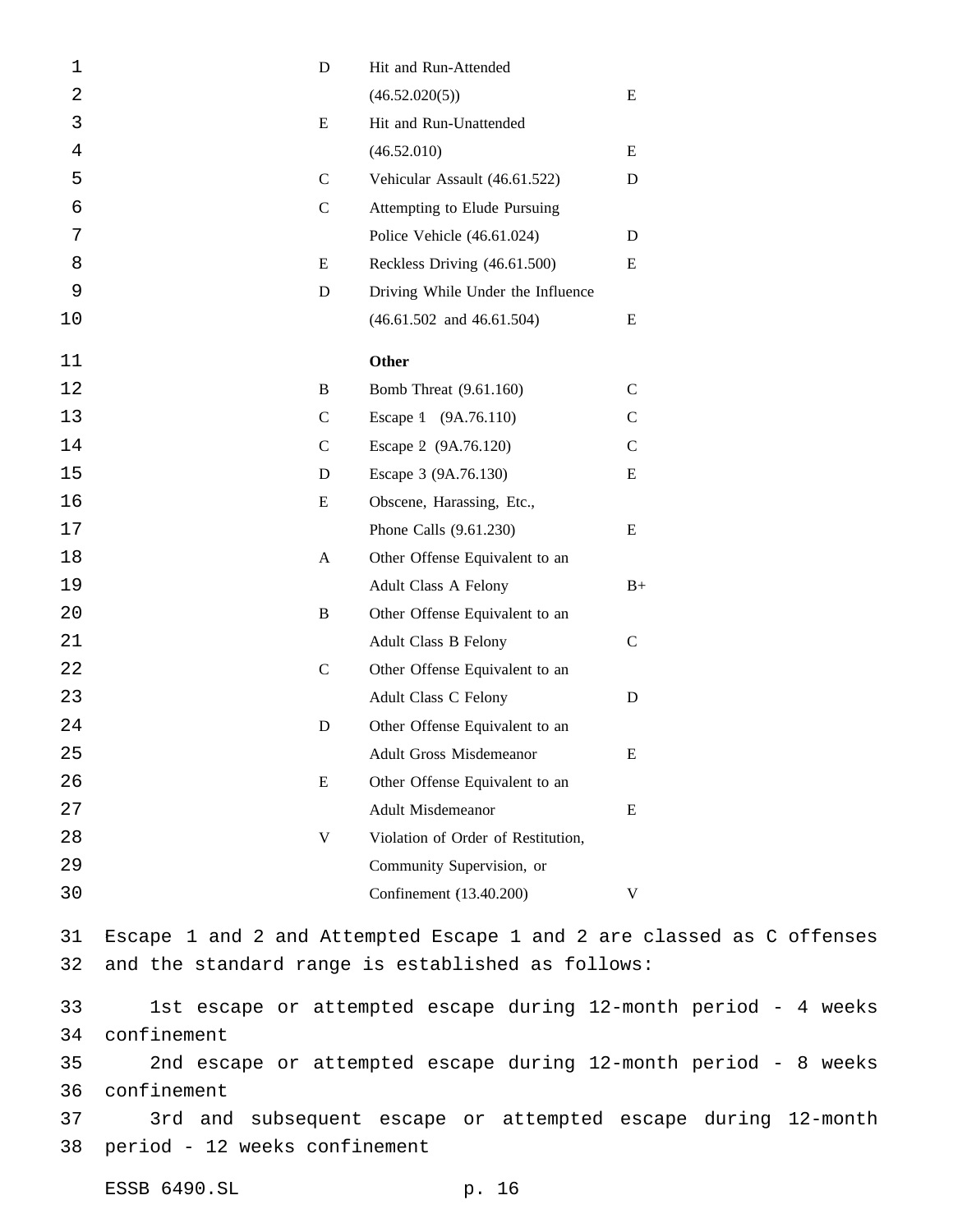| | | |
|---|---|---|
| D | Hit and Run-Attended (46.52.020(5)) | E |
| E | Hit and Run-Unattended (46.52.010) | E |
| C | Vehicular Assault (46.61.522) | D |
| C | Attempting to Elude Pursuing Police Vehicle (46.61.024) | D |
| E | Reckless Driving (46.61.500) | E |
| D | Driving While Under the Influence (46.61.502 and 46.61.504) | E |
| | **Other** | |
| B | Bomb Threat (9.61.160) | C |
| C | Escape 1 (9A.76.110) | C |
| C | Escape 2 (9A.76.120) | C |
| D | Escape 3 (9A.76.130) | E |
| E | Obscene, Harassing, Etc., Phone Calls (9.61.230) | E |
| A | Other Offense Equivalent to an Adult Class A Felony | B+ |
| B | Other Offense Equivalent to an Adult Class B Felony | C |
| C | Other Offense Equivalent to an Adult Class C Felony | D |
| D | Other Offense Equivalent to an Adult Gross Misdemeanor | E |
| E | Other Offense Equivalent to an Adult Misdemeanor | E |
| V | Violation of Order of Restitution, Community Supervision, or Confinement (13.40.200) | V |

Escape 1 and 2 and Attempted Escape 1 and 2 are classed as C offenses and the standard range is established as follows:

1st escape or attempted escape during 12-month period - 4 weeks confinement

2nd escape or attempted escape during 12-month period - 8 weeks confinement

3rd and subsequent escape or attempted escape during 12-month period - 12 weeks confinement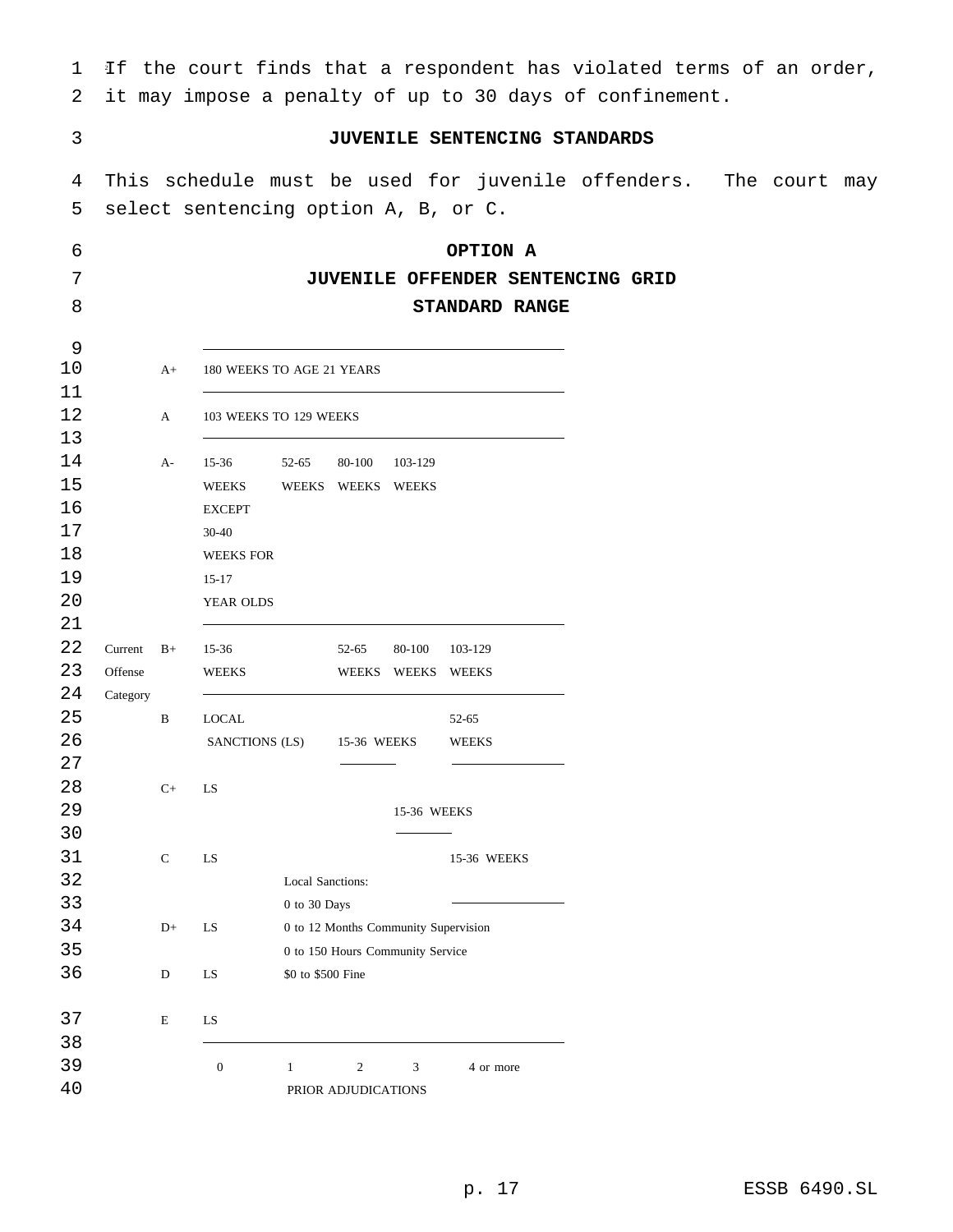If the court finds that a respondent has violated terms of an order, it may impose a penalty of up to 30 days of confinement.

## JUVENILE SENTENCING STANDARDS

This schedule must be used for juvenile offenders. The court may select sentencing option A, B, or C.

### OPTION A
### JUVENILE OFFENDER SENTENCING GRID
### STANDARD RANGE

| Current Offense Category | 0 | 1 | 2 | 3 | 4 or more |
|---|---|---|---|---|---|
| A+ | 180 WEEKS TO AGE 21 YEARS | | | | |
| A | 103 WEEKS TO 129 WEEKS | | | | |
| A- | 15-36 WEEKS EXCEPT 30-40 WEEKS FOR 15-17 YEAR OLDS | 52-65 WEEKS | 80-100 WEEKS | 103-129 WEEKS | |
| B+ | 15-36 WEEKS | | 52-65 WEEKS | 80-100 WEEKS | 103-129 WEEKS |
| B | LOCAL SANCTIONS (LS) | | 15-36 WEEKS | | 52-65 WEEKS |
| C+ | LS | | | 15-36 WEEKS | |
| C | LS | | | | 15-36 WEEKS |
| D+ | LS | | | | |
| D | LS | | | | |
| E | LS | | | | |
| | PRIOR ADJUDICATIONS | | | | |

Local Sanctions:
0 to 30 Days
0 to 12 Months Community Supervision
0 to 150 Hours Community Service
$0 to $500 Fine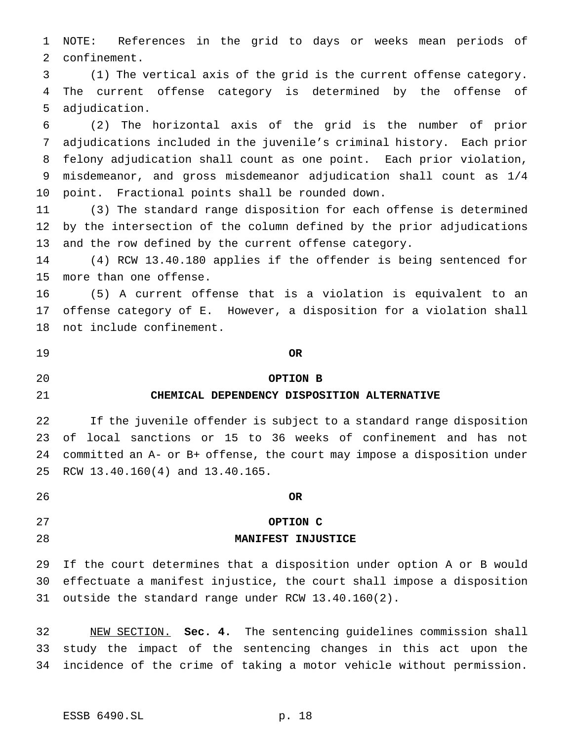NOTE: References in the grid to days or weeks mean periods of confinement.

(1) The vertical axis of the grid is the current offense category. The current offense category is determined by the offense of adjudication.

(2) The horizontal axis of the grid is the number of prior adjudications included in the juvenile's criminal history. Each prior felony adjudication shall count as one point. Each prior violation, misdemeanor, and gross misdemeanor adjudication shall count as 1/4 point. Fractional points shall be rounded down.

(3) The standard range disposition for each offense is determined by the intersection of the column defined by the prior adjudications and the row defined by the current offense category.

(4) RCW 13.40.180 applies if the offender is being sentenced for more than one offense.

(5) A current offense that is a violation is equivalent to an offense category of E. However, a disposition for a violation shall not include confinement.

**OR**

**OPTION B**

**CHEMICAL DEPENDENCY DISPOSITION ALTERNATIVE**

If the juvenile offender is subject to a standard range disposition of local sanctions or 15 to 36 weeks of confinement and has not committed an A- or B+ offense, the court may impose a disposition under RCW 13.40.160(4) and 13.40.165.

**OR**

**OPTION C**

**MANIFEST INJUSTICE**

If the court determines that a disposition under option A or B would effectuate a manifest injustice, the court shall impose a disposition outside the standard range under RCW 13.40.160(2).

NEW SECTION. **Sec. 4.** The sentencing guidelines commission shall study the impact of the sentencing changes in this act upon the incidence of the crime of taking a motor vehicle without permission.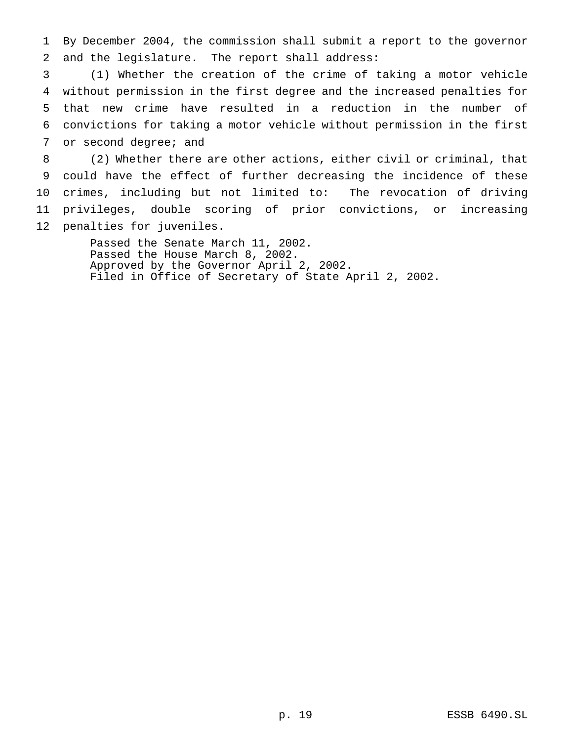By December 2004, the commission shall submit a report to the governor and the legislature. The report shall address:

(1) Whether the creation of the crime of taking a motor vehicle without permission in the first degree and the increased penalties for that new crime have resulted in a reduction in the number of convictions for taking a motor vehicle without permission in the first or second degree; and

(2) Whether there are other actions, either civil or criminal, that could have the effect of further decreasing the incidence of these crimes, including but not limited to: The revocation of driving privileges, double scoring of prior convictions, or increasing penalties for juveniles.

Passed the Senate March 11, 2002.
Passed the House March 8, 2002.
Approved by the Governor April 2, 2002.
Filed in Office of Secretary of State April 2, 2002.